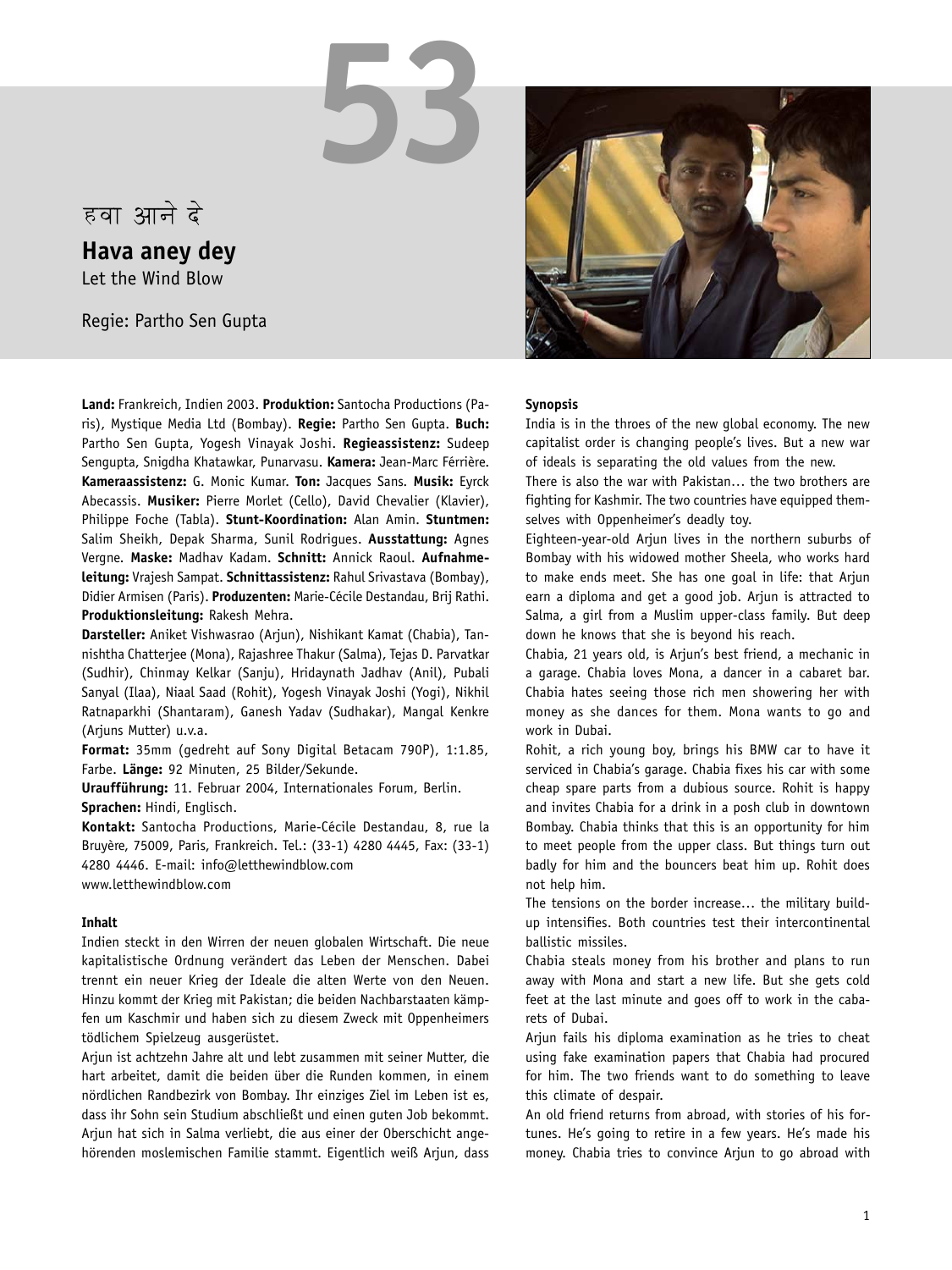# 53

हवा आने दे

## Hava aney dey

Let the Wind Blow

Regie: Partho Sen Gupta

**Land:** Frankreich, Indien 2003. **Produktion:** Santocha Productions (Paris), Mystique Media Ltd (Bombay). **Regie:** Partho Sen Gupta. **Buch:** Partho Sen Gupta, Yogesh Vinayak Joshi. **Regieassistenz:** Sudeep Sengupta, Snigdha Khatawkar, Punarvasu. **Kamera:** Jean-Marc Férrière. **Kameraassistenz:** G. Monic Kumar. **Ton:** Jacques Sans. **Musik:** Eyrck Abecassis. **Musiker:** Pierre Morlet (Cello), David Chevalier (Klavier), Philippe Foche (Tabla). **Stunt-Koordination:** Alan Amin. **Stuntmen:** Salim Sheikh, Depak Sharma, Sunil Rodrigues. **Ausstattung:** Agnes Vergne. **Maske:** Madhav Kadam. **Schnitt:** Annick Raoul. **Aufnahmeleitung:** Vrajesh Sampat. **Schnittassistenz:** Rahul Srivastava (Bombay), Didier Armisen (Paris). **Produzenten:** Marie-Cécile Destandau, Brij Rathi. **Produktionsleitung:** Rakesh Mehra.

**Darsteller:** Aniket Vishwasrao (Arjun), Nishikant Kamat (Chabia), Tannishtha Chatterjee (Mona), Rajashree Thakur (Salma), Tejas D. Parvatkar (Sudhir), Chinmay Kelkar (Sanju), Hridaynath Jadhav (Anil), Pubali Sanyal (Ilaa), Niaal Saad (Rohit), Yogesh Vinayak Joshi (Yogi), Nikhil Ratnaparkhi (Shantaram), Ganesh Yadav (Sudhakar), Mangal Kenkre (Arjuns Mutter) u.v.a.

**Format:** 35mm (gedreht auf Sony Digital Betacam 790P), 1:1.85, Farbe. **Länge:** 92 Minuten, 25 Bilder/Sekunde.

**Uraufführung:** 11. Februar 2004, Internationales Forum, Berlin.

**Sprachen:** Hindi, Englisch.

**Kontakt:** Santocha Productions, Marie-Cécile Destandau, 8, rue la Bruyère, 75009, Paris, Frankreich. Tel.: (33-1) 4280 4445, Fax: (33-1) 4280 4446. E-mail: info@letthewindblow.com
www.letthewindblow.com

### Inhalt

Indien steckt in den Wirren der neuen globalen Wirtschaft. Die neue kapitalistische Ordnung verändert das Leben der Menschen. Dabei trennt ein neuer Krieg der Ideale die alten Werte von den Neuen. Hinzu kommt der Krieg mit Pakistan; die beiden Nachbarstaaten kämpfen um Kaschmir und haben sich zu diesem Zweck mit Oppenheimers tödlichem Spielzeug ausgerüstet.

Arjun ist achtzehn Jahre alt und lebt zusammen mit seiner Mutter, die hart arbeitet, damit die beiden über die Runden kommen, in einem nördlichen Randbezirk von Bombay. Ihr einziges Ziel im Leben ist es, dass ihr Sohn sein Studium abschließt und einen guten Job bekommt. Arjun hat sich in Salma verliebt, die aus einer der Oberschicht angehörenden moslemischen Familie stammt. Eigentlich weiß Arjun, dass

### Synopsis

India is in the throes of the new global economy. The new capitalist order is changing people's lives. But a new war of ideals is separating the old values from the new.

There is also the war with Pakistan… the two brothers are fighting for Kashmir. The two countries have equipped themselves with Oppenheimer's deadly toy.

Eighteen-year-old Arjun lives in the northern suburbs of Bombay with his widowed mother Sheela, who works hard to make ends meet. She has one goal in life: that Arjun earn a diploma and get a good job. Arjun is attracted to Salma, a girl from a Muslim upper-class family. But deep down he knows that she is beyond his reach.

Chabia, 21 years old, is Arjun's best friend, a mechanic in a garage. Chabia loves Mona, a dancer in a cabaret bar. Chabia hates seeing those rich men showering her with money as she dances for them. Mona wants to go and work in Dubai.

Rohit, a rich young boy, brings his BMW car to have it serviced in Chabia's garage. Chabia fixes his car with some cheap spare parts from a dubious source. Rohit is happy and invites Chabia for a drink in a posh club in downtown Bombay. Chabia thinks that this is an opportunity for him to meet people from the upper class. But things turn out badly for him and the bouncers beat him up. Rohit does not help him.

The tensions on the border increase… the military build-up intensifies. Both countries test their intercontinental ballistic missiles.

Chabia steals money from his brother and plans to run away with Mona and start a new life. But she gets cold feet at the last minute and goes off to work in the cabarets of Dubai.

Arjun fails his diploma examination as he tries to cheat using fake examination papers that Chabia had procured for him. The two friends want to do something to leave this climate of despair.

An old friend returns from abroad, with stories of his fortunes. He's going to retire in a few years. He's made his money. Chabia tries to convince Arjun to go abroad with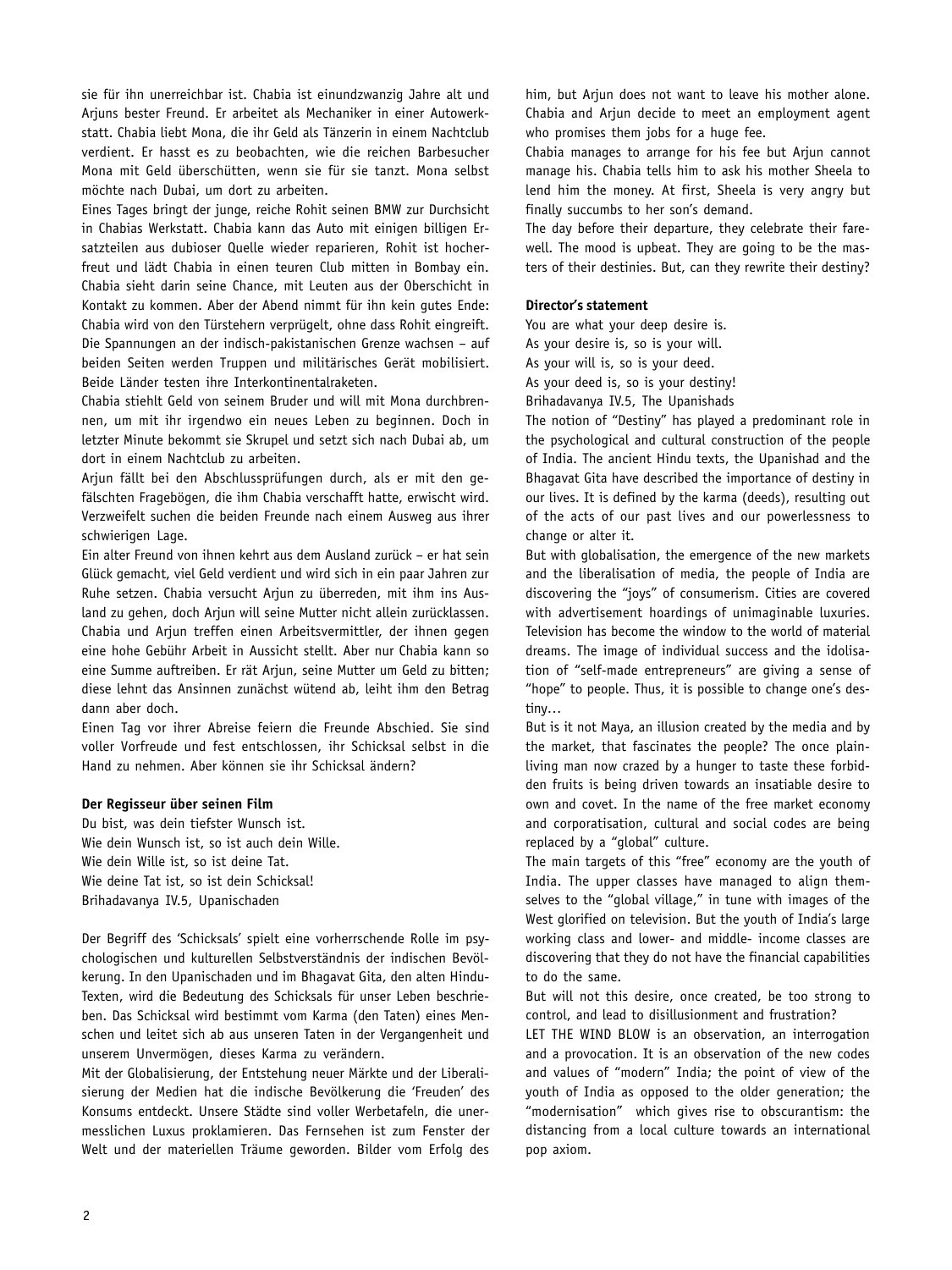sie für ihn unerreichbar ist. Chabia ist einundzwanzig Jahre alt und Arjuns bester Freund. Er arbeitet als Mechaniker in einer Autowerkstatt. Chabia liebt Mona, die ihr Geld als Tänzerin in einem Nachtclub verdient. Er hasst es zu beobachten, wie die reichen Barbesucher Mona mit Geld überschütten, wenn sie für sie tanzt. Mona selbst möchte nach Dubai, um dort zu arbeiten.

Eines Tages bringt der junge, reiche Rohit seinen BMW zur Durchsicht in Chabias Werkstatt. Chabia kann das Auto mit einigen billigen Ersatzteilen aus dubioser Quelle wieder reparieren, Rohit ist hocherfreut und lädt Chabia in einen teuren Club mitten in Bombay ein. Chabia sieht darin seine Chance, mit Leuten aus der Oberschicht in Kontakt zu kommen. Aber der Abend nimmt für ihn kein gutes Ende: Chabia wird von den Türstehern verprügelt, ohne dass Rohit eingreift. Die Spannungen an der indisch-pakistanischen Grenze wachsen – auf beiden Seiten werden Truppen und militärisches Gerät mobilisiert. Beide Länder testen ihre Interkontinentalraketen.

Chabia stiehlt Geld von seinem Bruder und will mit Mona durchbrennen, um mit ihr irgendwo ein neues Leben zu beginnen. Doch in letzter Minute bekommt sie Skrupel und setzt sich nach Dubai ab, um dort in einem Nachtclub zu arbeiten.

Arjun fällt bei den Abschlussprüfungen durch, als er mit den gefälschten Fragebögen, die ihm Chabia verschafft hatte, erwischt wird. Verzweifelt suchen die beiden Freunde nach einem Ausweg aus ihrer schwierigen Lage.

Ein alter Freund von ihnen kehrt aus dem Ausland zurück – er hat sein Glück gemacht, viel Geld verdient und wird sich in ein paar Jahren zur Ruhe setzen. Chabia versucht Arjun zu überreden, mit ihm ins Ausland zu gehen, doch Arjun will seine Mutter nicht allein zurücklassen. Chabia und Arjun treffen einen Arbeitsvermittler, der ihnen gegen eine hohe Gebühr Arbeit in Aussicht stellt. Aber nur Chabia kann so eine Summe auftreiben. Er rät Arjun, seine Mutter um Geld zu bitten; diese lehnt das Ansinnen zunächst wütend ab, leiht ihm den Betrag dann aber doch.

Einen Tag vor ihrer Abreise feiern die Freunde Abschied. Sie sind voller Vorfreude und fest entschlossen, ihr Schicksal selbst in die Hand zu nehmen. Aber können sie ihr Schicksal ändern?

**Der Regisseur über seinen Film**

Du bist, was dein tiefster Wunsch ist.
Wie dein Wunsch ist, so ist auch dein Wille.
Wie dein Wille ist, so ist deine Tat.
Wie deine Tat ist, so ist dein Schicksal!
Brihadavanya IV.5, Upanischaden

Der Begriff des 'Schicksals' spielt eine vorherrschende Rolle im psychologischen und kulturellen Selbstverständnis der indischen Bevölkerung. In den Upanischaden und im Bhagavat Gita, den alten Hindu-Texten, wird die Bedeutung des Schicksals für unser Leben beschrieben. Das Schicksal wird bestimmt vom Karma (den Taten) eines Menschen und leitet sich ab aus unseren Taten in der Vergangenheit und unserem Unvermögen, dieses Karma zu verändern.

Mit der Globalisierung, der Entstehung neuer Märkte und der Liberalisierung der Medien hat die indische Bevölkerung die 'Freuden' des Konsums entdeckt. Unsere Städte sind voller Werbetafeln, die unermesslichen Luxus proklamieren. Das Fernsehen ist zum Fenster der Welt und der materiellen Träume geworden. Bilder vom Erfolg des

him, but Arjun does not want to leave his mother alone. Chabia and Arjun decide to meet an employment agent who promises them jobs for a huge fee.

Chabia manages to arrange for his fee but Arjun cannot manage his. Chabia tells him to ask his mother Sheela to lend him the money. At first, Sheela is very angry but finally succumbs to her son's demand.

The day before their departure, they celebrate their farewell. The mood is upbeat. They are going to be the masters of their destinies. But, can they rewrite their destiny?

**Director's statement**

You are what your deep desire is.
As your desire is, so is your will.
As your will is, so is your deed.
As your deed is, so is your destiny!
Brihadavanya IV.5, The Upanishads

The notion of "Destiny" has played a predominant role in the psychological and cultural construction of the people of India. The ancient Hindu texts, the Upanishad and the Bhagavat Gita have described the importance of destiny in our lives. It is defined by the karma (deeds), resulting out of the acts of our past lives and our powerlessness to change or alter it.

But with globalisation, the emergence of the new markets and the liberalisation of media, the people of India are discovering the "joys" of consumerism. Cities are covered with advertisement hoardings of unimaginable luxuries. Television has become the window to the world of material dreams. The image of individual success and the idolisation of "self-made entrepreneurs" are giving a sense of "hope" to people. Thus, it is possible to change one's destiny…

But is it not Maya, an illusion created by the media and by the market, that fascinates the people? The once plain-living man now crazed by a hunger to taste these forbidden fruits is being driven towards an insatiable desire to own and covet. In the name of the free market economy and corporatisation, cultural and social codes are being replaced by a "global" culture.

The main targets of this "free" economy are the youth of India. The upper classes have managed to align themselves to the "global village," in tune with images of the West glorified on television. But the youth of India's large working class and lower- and middle- income classes are discovering that they do not have the financial capabilities to do the same.

But will not this desire, once created, be too strong to control, and lead to disillusionment and frustration?

LET THE WIND BLOW is an observation, an interrogation and a provocation. It is an observation of the new codes and values of "modern" India; the point of view of the youth of India as opposed to the older generation; the "modernisation" which gives rise to obscurantism: the distancing from a local culture towards an international pop axiom.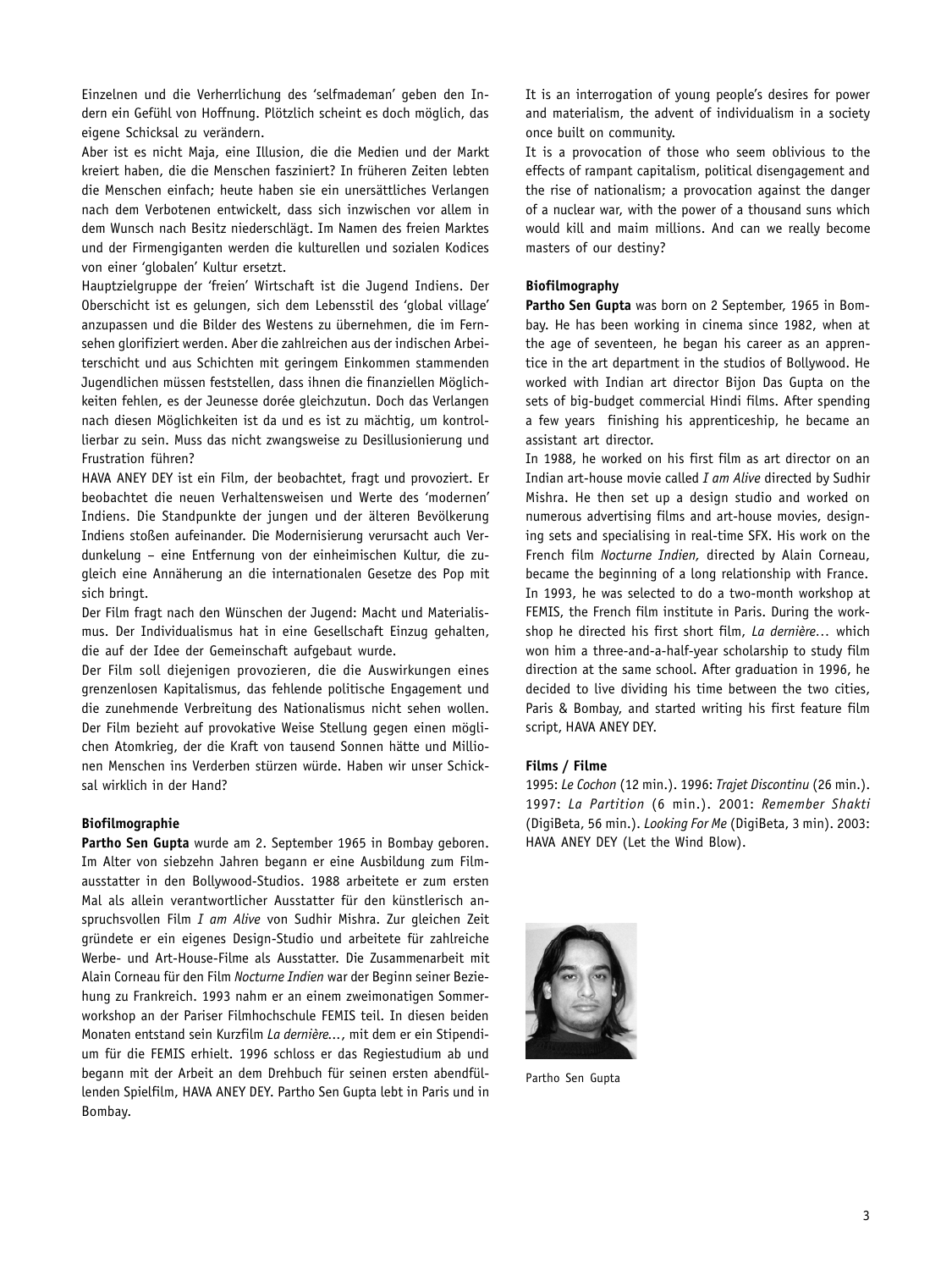Einzelnen und die Verherrlichung des 'selfmademan' geben den Indern ein Gefühl von Hoffnung. Plötzlich scheint es doch möglich, das eigene Schicksal zu verändern.

Aber ist es nicht Maja, eine Illusion, die die Medien und der Markt kreiert haben, die die Menschen fasziniert? In früheren Zeiten lebten die Menschen einfach; heute haben sie ein unersättliches Verlangen nach dem Verbotenen entwickelt, dass sich inzwischen vor allem in dem Wunsch nach Besitz niederschlägt. Im Namen des freien Marktes und der Firmengiganten werden die kulturellen und sozialen Kodices von einer 'globalen' Kultur ersetzt.

Hauptzielgruppe der 'freien' Wirtschaft ist die Jugend Indiens. Der Oberschicht ist es gelungen, sich dem Lebensstil des 'global village' anzupassen und die Bilder des Westens zu übernehmen, die im Fernsehen glorifiziert werden. Aber die zahlreichen aus der indischen Arbeiterschicht und aus Schichten mit geringem Einkommen stammenden Jugendlichen müssen feststellen, dass ihnen die finanziellen Möglichkeiten fehlen, es der Jeunesse dorée gleichzutun. Doch das Verlangen nach diesen Möglichkeiten ist da und es ist zu mächtig, um kontrollierbar zu sein. Muss das nicht zwangsweise zu Desillusionierung und Frustration führen?

HAVA ANEY DEY ist ein Film, der beobachtet, fragt und provoziert. Er beobachtet die neuen Verhaltensweisen und Werte des 'modernen' Indiens. Die Standpunkte der jungen und der älteren Bevölkerung Indiens stoßen aufeinander. Die Modernisierung verursacht auch Verdunkelung – eine Entfernung von der einheimischen Kultur, die zugleich eine Annäherung an die internationalen Gesetze des Pop mit sich bringt.

Der Film fragt nach den Wünschen der Jugend: Macht und Materialismus. Der Individualismus hat in eine Gesellschaft Einzug gehalten, die auf der Idee der Gemeinschaft aufgebaut wurde.

Der Film soll diejenigen provozieren, die die Auswirkungen eines grenzenlosen Kapitalismus, das fehlende politische Engagement und die zunehmende Verbreitung des Nationalismus nicht sehen wollen. Der Film bezieht auf provokative Weise Stellung gegen einen möglichen Atomkrieg, der die Kraft von tausend Sonnen hätte und Millionen Menschen ins Verderben stürzen würde. Haben wir unser Schicksal wirklich in der Hand?

### Biofilmographie

**Partho Sen Gupta** wurde am 2. September 1965 in Bombay geboren. Im Alter von siebzehn Jahren begann er eine Ausbildung zum Filmausstatter in den Bollywood-Studios. 1988 arbeitete er zum ersten Mal als allein verantwortlicher Ausstatter für den künstlerisch anspruchsvollen Film *I am Alive* von Sudhir Mishra. Zur gleichen Zeit gründete er ein eigenes Design-Studio und arbeitete für zahlreiche Werbe- und Art-House-Filme als Ausstatter. Die Zusammenarbeit mit Alain Corneau für den Film *Nocturne Indien* war der Beginn seiner Beziehung zu Frankreich. 1993 nahm er an einem zweimonatigen Sommerworkshop an der Pariser Filmhochschule FEMIS teil. In diesen beiden Monaten entstand sein Kurzfilm *La dernière...*, mit dem er ein Stipendium für die FEMIS erhielt. 1996 schloss er das Regiestudium ab und begann mit der Arbeit an dem Drehbuch für seinen ersten abendfüllenden Spielfilm, HAVA ANEY DEY. Partho Sen Gupta lebt in Paris und in Bombay.

It is an interrogation of young people's desires for power and materialism, the advent of individualism in a society once built on community.

It is a provocation of those who seem oblivious to the effects of rampant capitalism, political disengagement and the rise of nationalism; a provocation against the danger of a nuclear war, with the power of a thousand suns which would kill and maim millions. And can we really become masters of our destiny?

### Biofilmography

**Partho Sen Gupta** was born on 2 September, 1965 in Bombay. He has been working in cinema since 1982, when at the age of seventeen, he began his career as an apprentice in the art department in the studios of Bollywood. He worked with Indian art director Bijon Das Gupta on the sets of big-budget commercial Hindi films. After spending a few years finishing his apprenticeship, he became an assistant art director.

In 1988, he worked on his first film as art director on an Indian art-house movie called *I am Alive* directed by Sudhir Mishra. He then set up a design studio and worked on numerous advertising films and art-house movies, designing sets and specialising in real-time SFX. His work on the French film *Nocturne Indien,* directed by Alain Corneau, became the beginning of a long relationship with France. In 1993, he was selected to do a two-month workshop at FEMIS, the French film institute in Paris. During the workshop he directed his first short film, *La dernière...* which won him a three-and-a-half-year scholarship to study film direction at the same school. After graduation in 1996, he decided to live dividing his time between the two cities, Paris & Bombay, and started writing his first feature film script, HAVA ANEY DEY.

### Films / Filme

1995: *Le Cochon* (12 min.). 1996: *Trajet Discontinu* (26 min.). 1997: *La Partition* (6 min.). 2001: *Remember Shakti* (DigiBeta, 56 min.). *Looking For Me* (DigiBeta, 3 min). 2003: HAVA ANEY DEY (Let the Wind Blow).

Partho Sen Gupta